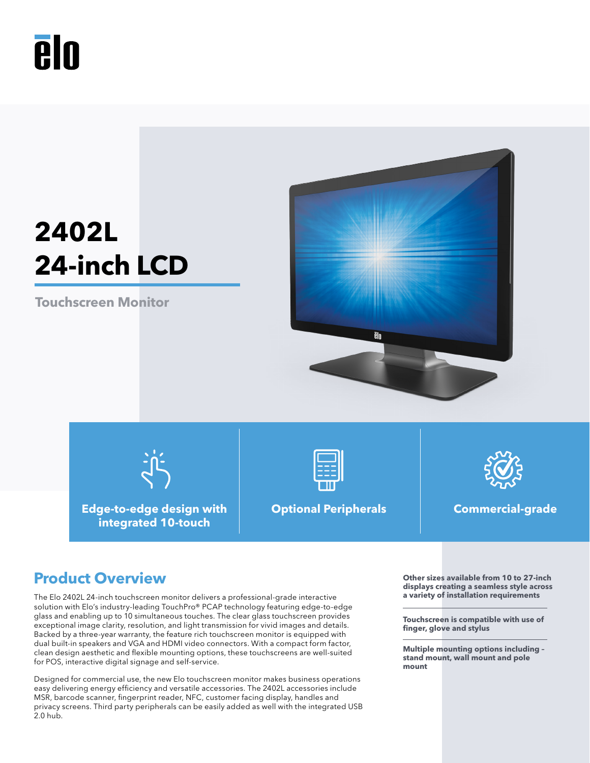# 2402L
# 24-inch LCD

**Touchscreen Monitor**

**Edge-to-edge design with integrated 10-touch**

**Optional Peripherals**

**Commercial-grade**

## Product Overview

The Elo 2402L 24-inch touchscreen monitor delivers a professional-grade interactive solution with Elo's industry-leading TouchPro® PCAP technology featuring edge-to-edge glass and enabling up to 10 simultaneous touches. The clear glass touchscreen provides exceptional image clarity, resolution, and light transmission for vivid images and details. Backed by a three-year warranty, the feature rich touchscreen monitor is equipped with dual built-in speakers and VGA and HDMI video connectors. With a compact form factor, clean design aesthetic and flexible mounting options, these touchscreens are well-suited for POS, interactive digital signage and self-service.

Designed for commercial use, the new Elo touchscreen monitor makes business operations easy delivering energy efficiency and versatile accessories. The 2402L accessories include MSR, barcode scanner, fingerprint reader, NFC, customer facing display, handles and privacy screens. Third party peripherals can be easily added as well with the integrated USB 2.0 hub.

**Other sizes available from 10 to 27-inch displays creating a seamless style across a variety of installation requirements**

**Touchscreen is compatible with use of finger, glove and stylus**

**Multiple mounting options including – stand mount, wall mount and pole mount**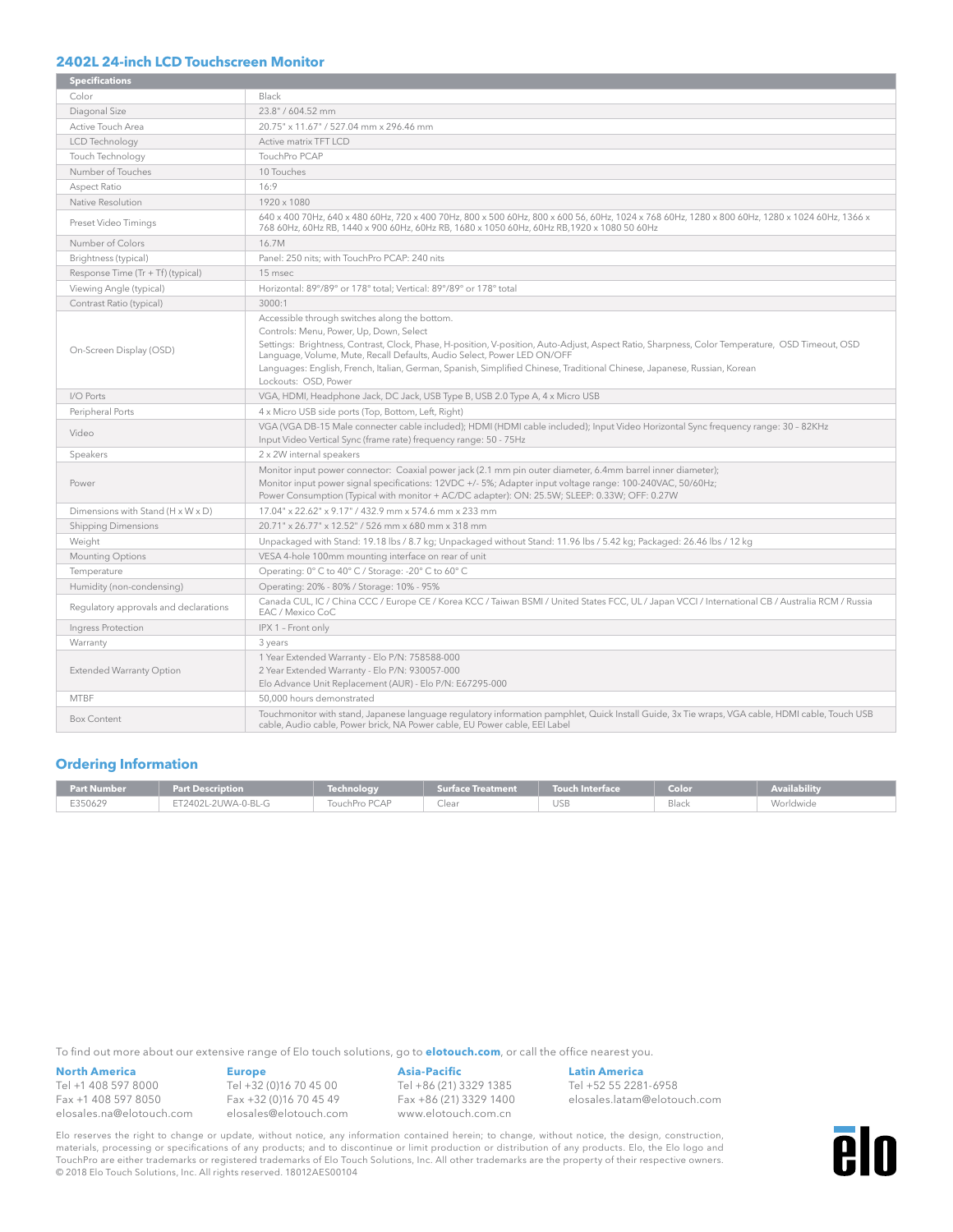## 2402L 24-inch LCD Touchscreen Monitor

| Specifications | |
|---|---|
| Color | Black |
| Diagonal Size | 23.8" / 604.52 mm |
| Active Touch Area | 20.75" x 11.67" / 527.04 mm x 296.46 mm |
| LCD Technology | Active matrix TFT LCD |
| Touch Technology | TouchPro PCAP |
| Number of Touches | 10 Touches |
| Aspect Ratio | 16:9 |
| Native Resolution | 1920 x 1080 |
| Preset Video Timings | 640 x 400 70Hz, 640 x 480 60Hz, 720 x 400 70Hz, 800 x 500 60Hz, 800 x 600 56, 60Hz, 1024 x 768 60Hz, 1280 x 800 60Hz, 1280 x 1024 60Hz, 1366 x 768 60Hz, 60Hz RB, 1440 x 900 60Hz, 60Hz RB, 1680 x 1050 60Hz, 60Hz RB,1920 x 1080 50 60Hz |
| Number of Colors | 16.7M |
| Brightness (typical) | Panel: 250 nits; with TouchPro PCAP: 240 nits |
| Response Time (Tr + Tf) (typical) | 15 msec |
| Viewing Angle (typical) | Horizontal: 89°/89° or 178° total; Vertical: 89°/89° or 178° total |
| Contrast Ratio (typical) | 3000:1 |
| On-Screen Display (OSD) | Accessible through switches along the bottom.<br>Controls: Menu, Power, Up, Down, Select<br>Settings: Brightness, Contrast, Clock, Phase, H-position, V-position, Auto-Adjust, Aspect Ratio, Sharpness, Color Temperature, OSD Timeout, OSD Language, Volume, Mute, Recall Defaults, Audio Select, Power LED ON/OFF<br>Languages: English, French, Italian, German, Spanish, Simplified Chinese, Traditional Chinese, Japanese, Russian, Korean<br>Lockouts: OSD, Power |
| I/O Ports | VGA, HDMI, Headphone Jack, DC Jack, USB Type B, USB 2.0 Type A, 4 x Micro USB |
| Peripheral Ports | 4 x Micro USB side ports (Top, Bottom, Left, Right) |
| Video | VGA (VGA DB-15 Male connecter cable included); HDMI (HDMI cable included); Input Video Horizontal Sync frequency range: 30 – 82KHz<br>Input Video Vertical Sync (frame rate) frequency range: 50 - 75Hz |
| Speakers | 2 x 2W internal speakers |
| Power | Monitor input power connector: Coaxial power jack (2.1 mm pin outer diameter, 6.4mm barrel inner diameter);<br>Monitor input power signal specifications: 12VDC +/- 5%; Adapter input voltage range: 100-240VAC, 50/60Hz;<br>Power Consumption (Typical with monitor + AC/DC adapter): ON: 25.5W; SLEEP: 0.33W; OFF: 0.27W |
| Dimensions with Stand (H x W x D) | 17.04" x 22.62" x 9.17" / 432.9 mm x 574.6 mm x 233 mm |
| Shipping Dimensions | 20.71" x 26.77" x 12.52" / 526 mm x 680 mm x 318 mm |
| Weight | Unpackaged with Stand: 19.18 lbs / 8.7 kg; Unpackaged without Stand: 11.96 lbs / 5.42 kg; Packaged: 26.46 lbs / 12 kg |
| Mounting Options | VESA 4-hole 100mm mounting interface on rear of unit |
| Temperature | Operating: 0° C to 40° C / Storage: -20° C to 60° C |
| Humidity (non-condensing) | Operating: 20% - 80% / Storage: 10% - 95% |
| Regulatory approvals and declarations | Canada CUL, IC / China CCC / Europe CE / Korea KCC / Taiwan BSMI / United States FCC, UL / Japan VCCI / International CB / Australia RCM / Russia EAC / Mexico CoC |
| Ingress Protection | IPX 1 – Front only |
| Warranty | 3 years |
| Extended Warranty Option | 1 Year Extended Warranty - Elo P/N: 758588-000<br>2 Year Extended Warranty - Elo P/N: 930057-000<br>Elo Advance Unit Replacement (AUR) - Elo P/N: E67295-000 |
| MTBF | 50,000 hours demonstrated |
| Box Content | Touchmonitor with stand, Japanese language regulatory information pamphlet, Quick Install Guide, 3x Tie wraps, VGA cable, HDMI cable, Touch USB cable, Audio cable, Power brick, NA Power cable, EU Power cable, EEI Label |

## Ordering Information

| Part Number | Part Description | Technology | Surface Treatment | Touch Interface | Color | Availability |
|---|---|---|---|---|---|---|
| E350629 | ET2402L-2UWA-0-BL-G | TouchPro PCAP | Clear | USB | Black | Worldwide |

To find out more about our extensive range of Elo touch solutions, go to **elotouch.com**, or call the office nearest you.

**North America**
Tel +1 408 597 8000
Fax +1 408 597 8050
elosales.na@elotouch.com

**Europe**
Tel +32 (0)16 70 45 00
Fax +32 (0)16 70 45 49
elosales@elotouch.com

**Asia-Pacific**
Tel +86 (21) 3329 1385
Fax +86 (21) 3329 1400
www.elotouch.com.cn

**Latin America**
Tel +52 55 2281-6958
elosales.latam@elotouch.com

Elo reserves the right to change or update, without notice, any information contained herein; to change, without notice, the design, construction, materials, processing or specifications of any products; and to discontinue or limit production or distribution of any products. Elo, the Elo logo and TouchPro are either trademarks or registered trademarks of Elo Touch Solutions, Inc. All other trademarks are the property of their respective owners. © 2018 Elo Touch Solutions, Inc. All rights reserved. 18012AES00104

elo